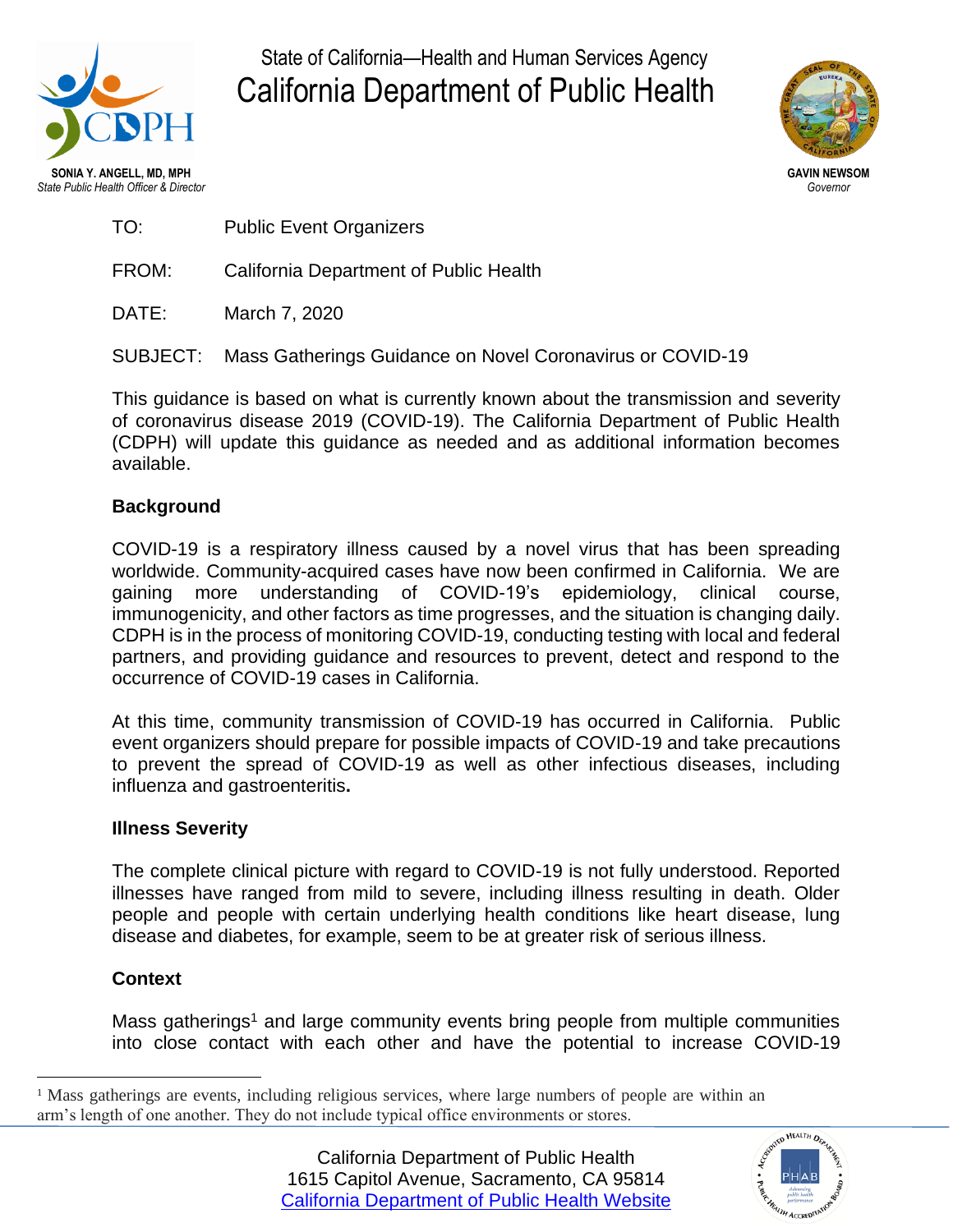State of California—Health and Human Services Agency

# California Department of Public Health

**SONIA Y. ANGELL, MD, MPH**
*State Public Health Officer & Director*

**GAVIN NEWSOM**
*Governor*

TO: Public Event Organizers

FROM: California Department of Public Health

DATE: March 7, 2020

SUBJECT: Mass Gatherings Guidance on Novel Coronavirus or COVID-19

This guidance is based on what is currently known about the transmission and severity of coronavirus disease 2019 (COVID-19). The California Department of Public Health (CDPH) will update this guidance as needed and as additional information becomes available.

## Background

COVID-19 is a respiratory illness caused by a novel virus that has been spreading worldwide. Community-acquired cases have now been confirmed in California. We are gaining more understanding of COVID-19's epidemiology, clinical course, immunogenicity, and other factors as time progresses, and the situation is changing daily. CDPH is in the process of monitoring COVID-19, conducting testing with local and federal partners, and providing guidance and resources to prevent, detect and respond to the occurrence of COVID-19 cases in California.

At this time, community transmission of COVID-19 has occurred in California. Public event organizers should prepare for possible impacts of COVID-19 and take precautions to prevent the spread of COVID-19 as well as other infectious diseases, including influenza and gastroenteritis**.**

## Illness Severity

The complete clinical picture with regard to COVID-19 is not fully understood. Reported illnesses have ranged from mild to severe, including illness resulting in death. Older people and people with certain underlying health conditions like heart disease, lung disease and diabetes, for example, seem to be at greater risk of serious illness.

## Context

Mass gatherings[1] and large community events bring people from multiple communities into close contact with each other and have the potential to increase COVID-19

[1] Mass gatherings are events, including religious services, where large numbers of people are within an arm's length of one another. They do not include typical office environments or stores.

California Department of Public Health
1615 Capitol Avenue, Sacramento, CA 95814
[California Department of Public Health Website]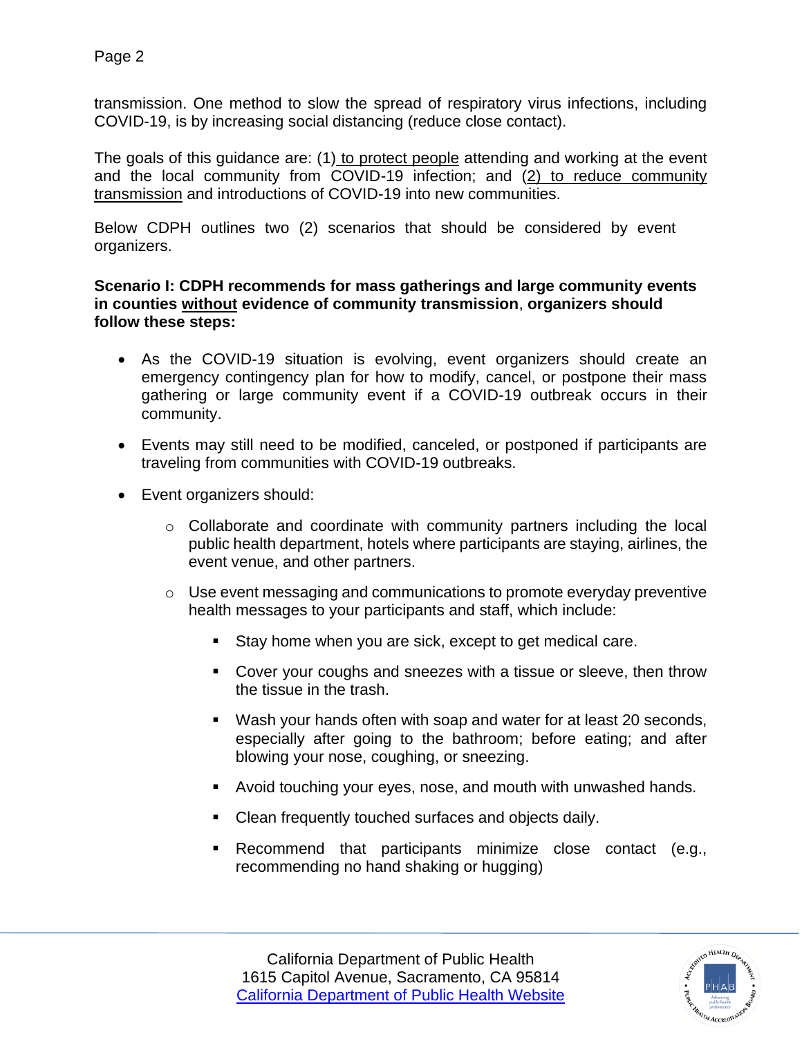transmission. One method to slow the spread of respiratory virus infections, including COVID-19, is by increasing social distancing (reduce close contact).

The goals of this guidance are: (1) to protect people attending and working at the event and the local community from COVID-19 infection; and (2) to reduce community transmission and introductions of COVID-19 into new communities.

Below CDPH outlines two (2) scenarios that should be considered by event organizers.

**Scenario I: CDPH recommends for mass gatherings and large community events in counties without evidence of community transmission, organizers should follow these steps:**

- As the COVID-19 situation is evolving, event organizers should create an emergency contingency plan for how to modify, cancel, or postpone their mass gathering or large community event if a COVID-19 outbreak occurs in their community.
- Events may still need to be modified, canceled, or postponed if participants are traveling from communities with COVID-19 outbreaks.
- Event organizers should:
  - Collaborate and coordinate with community partners including the local public health department, hotels where participants are staying, airlines, the event venue, and other partners.
  - Use event messaging and communications to promote everyday preventive health messages to your participants and staff, which include:
    - Stay home when you are sick, except to get medical care.
    - Cover your coughs and sneezes with a tissue or sleeve, then throw the tissue in the trash.
    - Wash your hands often with soap and water for at least 20 seconds, especially after going to the bathroom; before eating; and after blowing your nose, coughing, or sneezing.
    - Avoid touching your eyes, nose, and mouth with unwashed hands.
    - Clean frequently touched surfaces and objects daily.
    - Recommend that participants minimize close contact (e.g., recommending no hand shaking or hugging)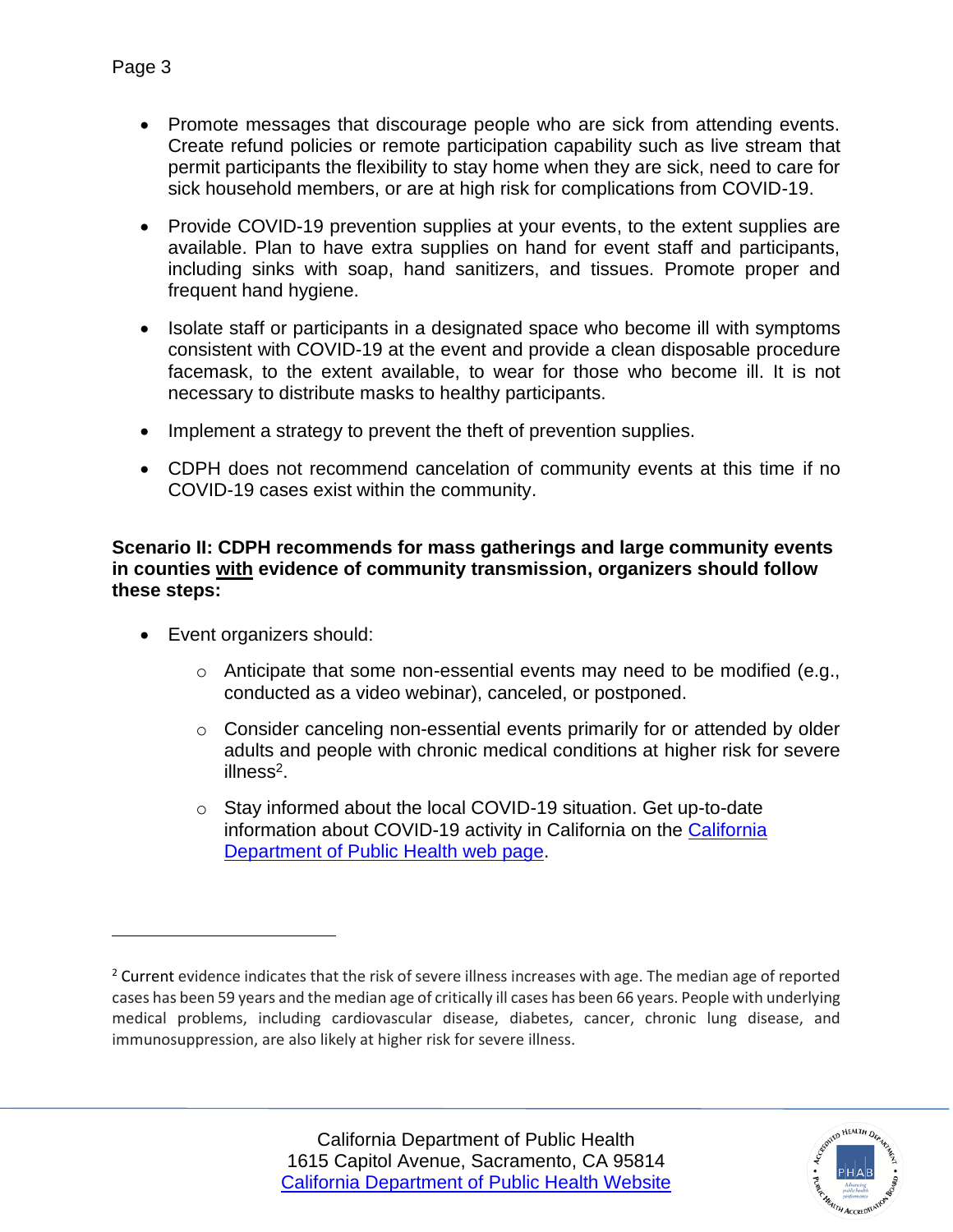- Promote messages that discourage people who are sick from attending events. Create refund policies or remote participation capability such as live stream that permit participants the flexibility to stay home when they are sick, need to care for sick household members, or are at high risk for complications from COVID-19.

- Provide COVID-19 prevention supplies at your events, to the extent supplies are available. Plan to have extra supplies on hand for event staff and participants, including sinks with soap, hand sanitizers, and tissues. Promote proper and frequent hand hygiene.

- Isolate staff or participants in a designated space who become ill with symptoms consistent with COVID-19 at the event and provide a clean disposable procedure facemask, to the extent available, to wear for those who become ill. It is not necessary to distribute masks to healthy participants.

- Implement a strategy to prevent the theft of prevention supplies.

- CDPH does not recommend cancelation of community events at this time if no COVID-19 cases exist within the community.

**Scenario II: CDPH recommends for mass gatherings and large community events in counties <u>with</u> evidence of community transmission, organizers should follow these steps:**

- Event organizers should:
  - Anticipate that some non-essential events may need to be modified (e.g., conducted as a video webinar), canceled, or postponed.
  - Consider canceling non-essential events primarily for or attended by older adults and people with chronic medical conditions at higher risk for severe illness[2].
  - Stay informed about the local COVID-19 situation. Get up-to-date information about COVID-19 activity in California on the [California Department of Public Health web page](#).

---

[2] Current evidence indicates that the risk of severe illness increases with age. The median age of reported cases has been 59 years and the median age of critically ill cases has been 66 years. People with underlying medical problems, including cardiovascular disease, diabetes, cancer, chronic lung disease, and immunosuppression, are also likely at higher risk for severe illness.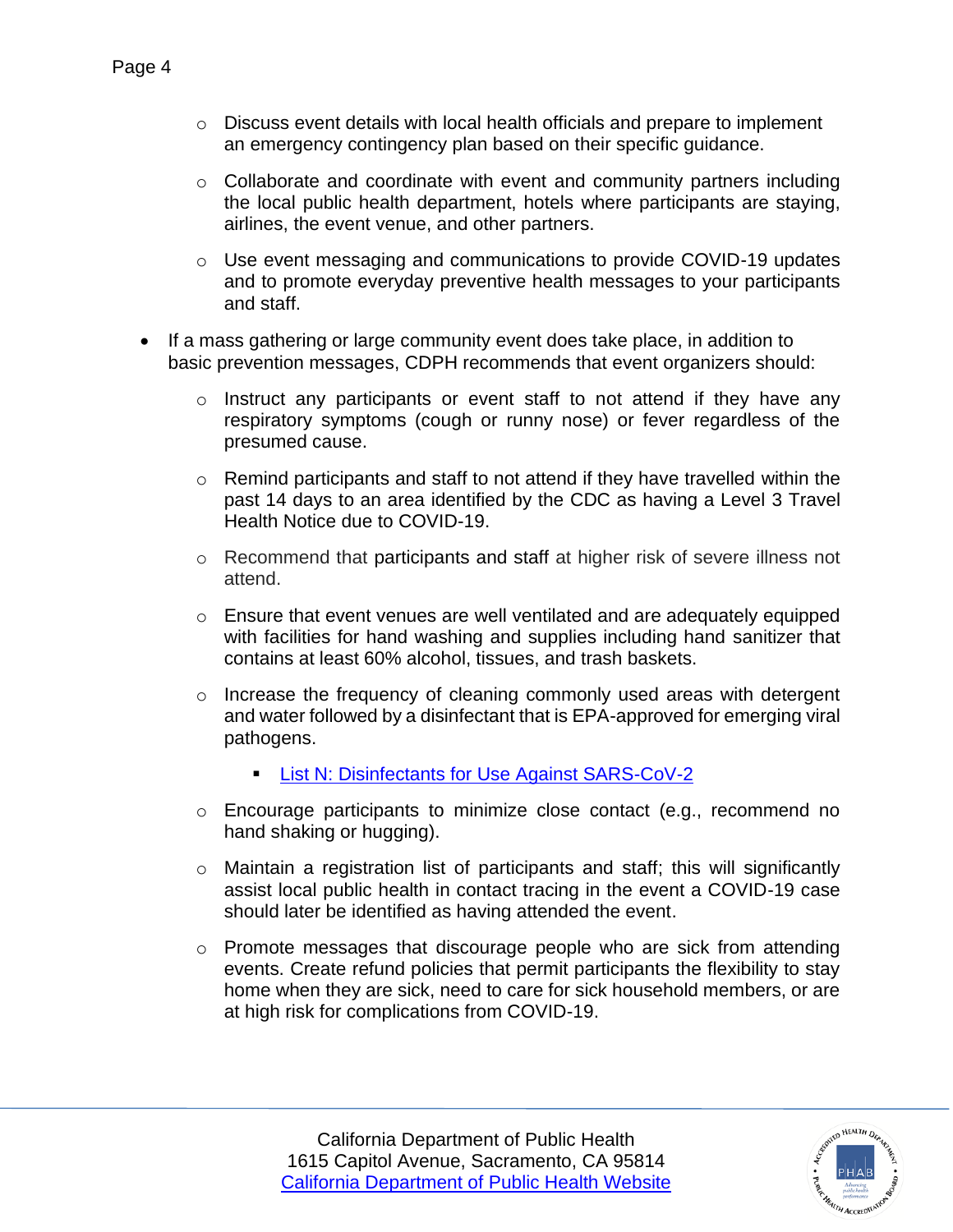- Discuss event details with local health officials and prepare to implement an emergency contingency plan based on their specific guidance.
  - Collaborate and coordinate with event and community partners including the local public health department, hotels where participants are staying, airlines, the event venue, and other partners.
  - Use event messaging and communications to provide COVID-19 updates and to promote everyday preventive health messages to your participants and staff.

- If a mass gathering or large community event does take place, in addition to basic prevention messages, CDPH recommends that event organizers should:
  - Instruct any participants or event staff to not attend if they have any respiratory symptoms (cough or runny nose) or fever regardless of the presumed cause.
  - Remind participants and staff to not attend if they have travelled within the past 14 days to an area identified by the CDC as having a Level 3 Travel Health Notice due to COVID-19.
  - Recommend that participants and staff at higher risk of severe illness not attend.
  - Ensure that event venues are well ventilated and are adequately equipped with facilities for hand washing and supplies including hand sanitizer that contains at least 60% alcohol, tissues, and trash baskets.
  - Increase the frequency of cleaning commonly used areas with detergent and water followed by a disinfectant that is EPA-approved for emerging viral pathogens.
    - List N: Disinfectants for Use Against SARS-CoV-2
  - Encourage participants to minimize close contact (e.g., recommend no hand shaking or hugging).
  - Maintain a registration list of participants and staff; this will significantly assist local public health in contact tracing in the event a COVID-19 case should later be identified as having attended the event.
  - Promote messages that discourage people who are sick from attending events. Create refund policies that permit participants the flexibility to stay home when they are sick, need to care for sick household members, or are at high risk for complications from COVID-19.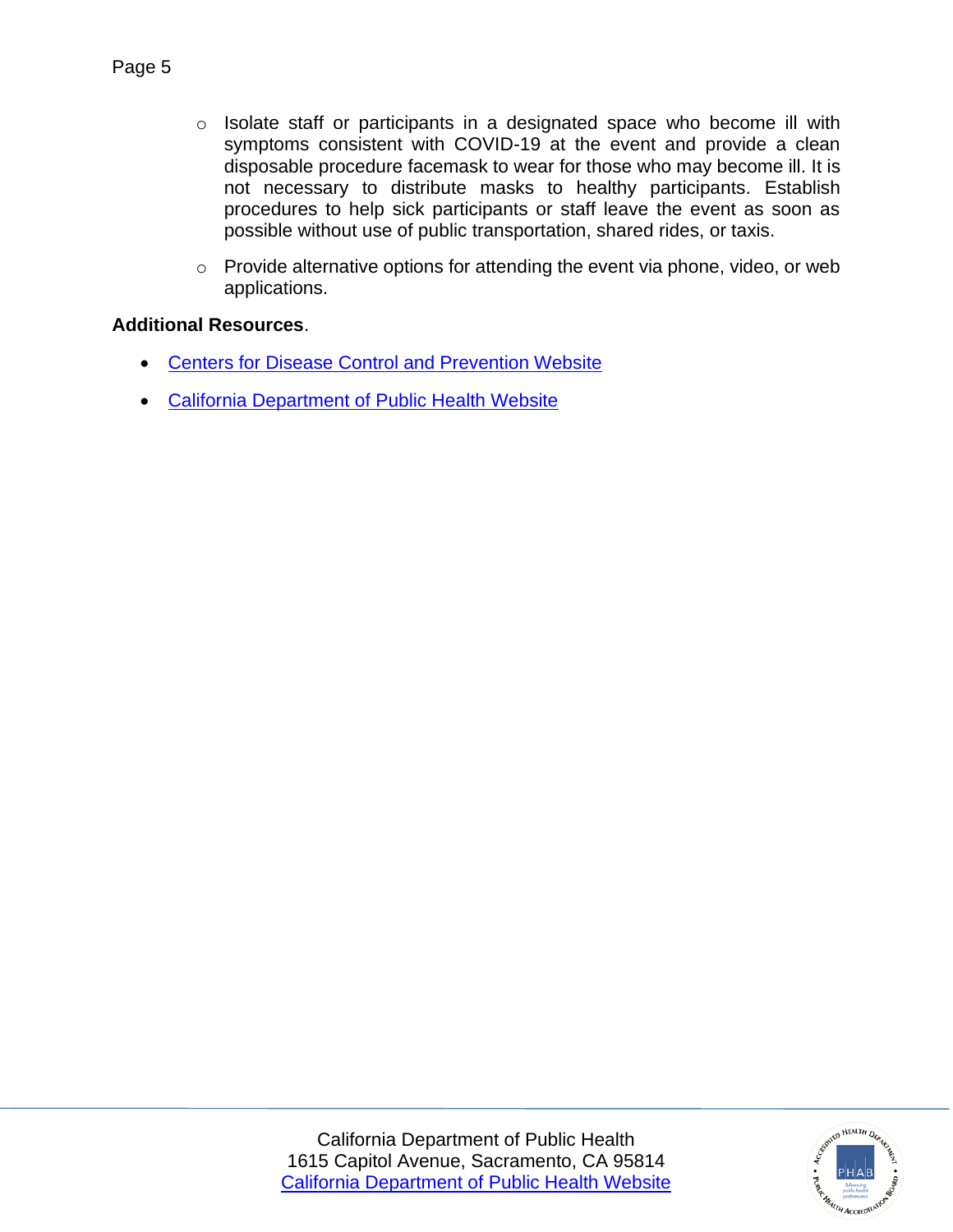- Isolate staff or participants in a designated space who become ill with symptoms consistent with COVID-19 at the event and provide a clean disposable procedure facemask to wear for those who may become ill. It is not necessary to distribute masks to healthy participants. Establish procedures to help sick participants or staff leave the event as soon as possible without use of public transportation, shared rides, or taxis.
- Provide alternative options for attending the event via phone, video, or web applications.

**Additional Resources**.

- Centers for Disease Control and Prevention Website
- California Department of Public Health Website